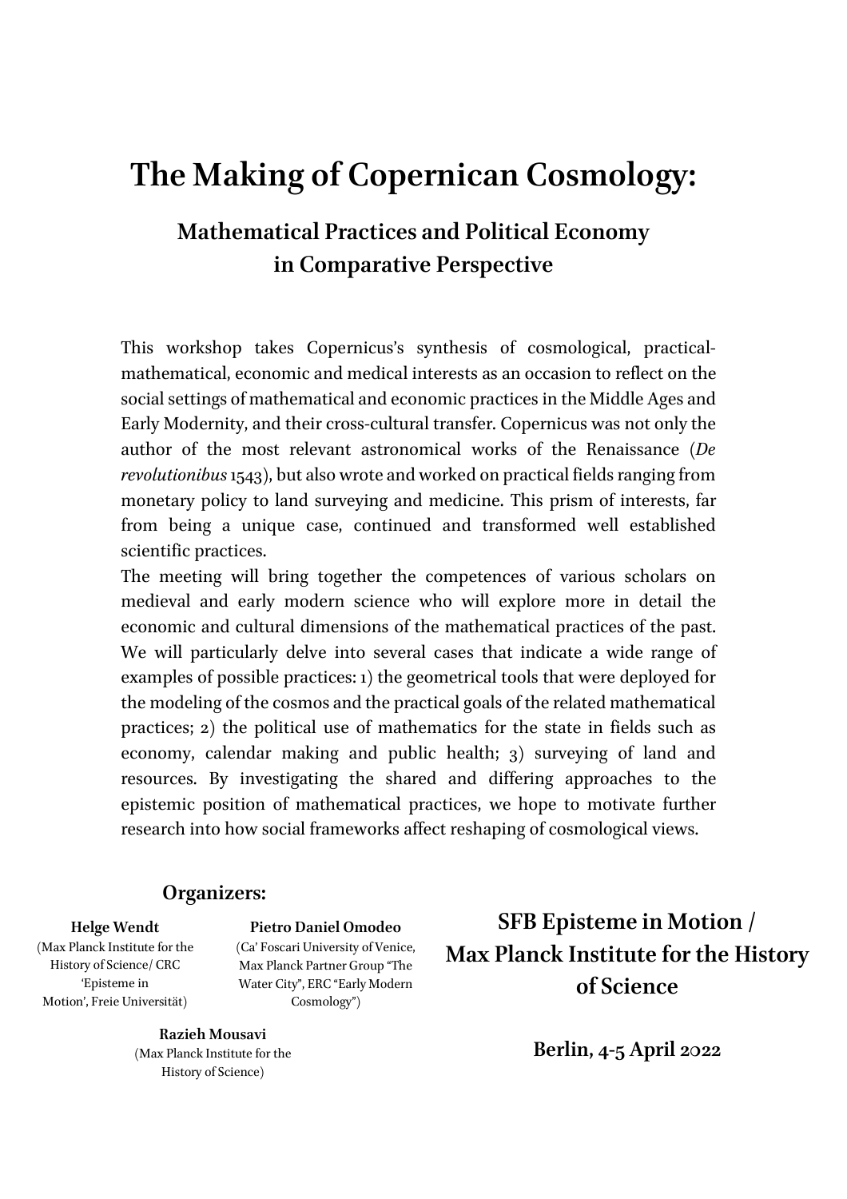# The Making of Copernican Cosmology:

## Mathematical Practices and Political Economy in Comparative Perspective

This workshop takes Copernicus's synthesis of cosmological, practical-mathematical, economic and medical interests as an occasion to reflect on the social settings of mathematical and economic practices in the Middle Ages and Early Modernity, and their cross-cultural transfer. Copernicus was not only the author of the most relevant astronomical works of the Renaissance (*De revolutionibus* 1543), but also wrote and worked on practical fields ranging from monetary policy to land surveying and medicine. This prism of interests, far from being a unique case, continued and transformed well established scientific practices.

The meeting will bring together the competences of various scholars on medieval and early modern science who will explore more in detail the economic and cultural dimensions of the mathematical practices of the past. We will particularly delve into several cases that indicate a wide range of examples of possible practices: 1) the geometrical tools that were deployed for the modeling of the cosmos and the practical goals of the related mathematical practices; 2) the political use of mathematics for the state in fields such as economy, calendar making and public health; 3) surveying of land and resources. By investigating the shared and differing approaches to the epistemic position of mathematical practices, we hope to motivate further research into how social frameworks affect reshaping of cosmological views.

### Organizers:

**Helge Wendt**
(Max Planck Institute for the History of Science/ CRC 'Episteme in Motion', Freie Universität)

**Pietro Daniel Omodeo**
(Ca' Foscari University of Venice, Max Planck Partner Group "The Water City", ERC "Early Modern Cosmology")

**Razieh Mousavi**
(Max Planck Institute for the History of Science)

**SFB Episteme in Motion / Max Planck Institute for the History of Science**

**Berlin, 4-5 April 2022**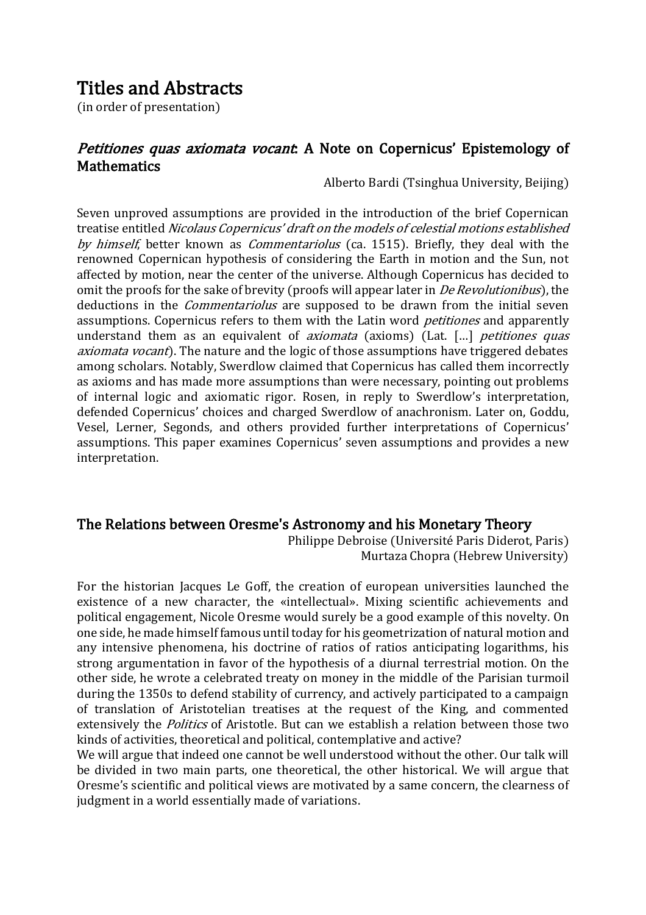# Titles and Abstracts

(in order of presentation)

## *Petitiones quas axiomata vocant*: A Note on Copernicus' Epistemology of Mathematics

Alberto Bardi (Tsinghua University, Beijing)

Seven unproved assumptions are provided in the introduction of the brief Copernican treatise entitled *Nicolaus Copernicus' draft on the models of celestial motions established by himself*, better known as *Commentariolus* (ca. 1515). Briefly, they deal with the renowned Copernican hypothesis of considering the Earth in motion and the Sun, not affected by motion, near the center of the universe. Although Copernicus has decided to omit the proofs for the sake of brevity (proofs will appear later in *De Revolutionibus*), the deductions in the *Commentariolus* are supposed to be drawn from the initial seven assumptions. Copernicus refers to them with the Latin word *petitiones* and apparently understand them as an equivalent of *axiomata* (axioms) (Lat. […] *petitiones quas axiomata vocant*). The nature and the logic of those assumptions have triggered debates among scholars. Notably, Swerdlow claimed that Copernicus has called them incorrectly as axioms and has made more assumptions than were necessary, pointing out problems of internal logic and axiomatic rigor. Rosen, in reply to Swerdlow's interpretation, defended Copernicus' choices and charged Swerdlow of anachronism. Later on, Goddu, Vesel, Lerner, Segonds, and others provided further interpretations of Copernicus' assumptions. This paper examines Copernicus' seven assumptions and provides a new interpretation.

## The Relations between Oresme's Astronomy and his Monetary Theory

Philippe Debroise (Université Paris Diderot, Paris)
Murtaza Chopra (Hebrew University)

For the historian Jacques Le Goff, the creation of european universities launched the existence of a new character, the «intellectual». Mixing scientific achievements and political engagement, Nicole Oresme would surely be a good example of this novelty. On one side, he made himself famous until today for his geometrization of natural motion and any intensive phenomena, his doctrine of ratios of ratios anticipating logarithms, his strong argumentation in favor of the hypothesis of a diurnal terrestrial motion. On the other side, he wrote a celebrated treaty on money in the middle of the Parisian turmoil during the 1350s to defend stability of currency, and actively participated to a campaign of translation of Aristotelian treatises at the request of the King, and commented extensively the *Politics* of Aristotle. But can we establish a relation between those two kinds of activities, theoretical and political, contemplative and active?

We will argue that indeed one cannot be well understood without the other. Our talk will be divided in two main parts, one theoretical, the other historical. We will argue that Oresme's scientific and political views are motivated by a same concern, the clearness of judgment in a world essentially made of variations.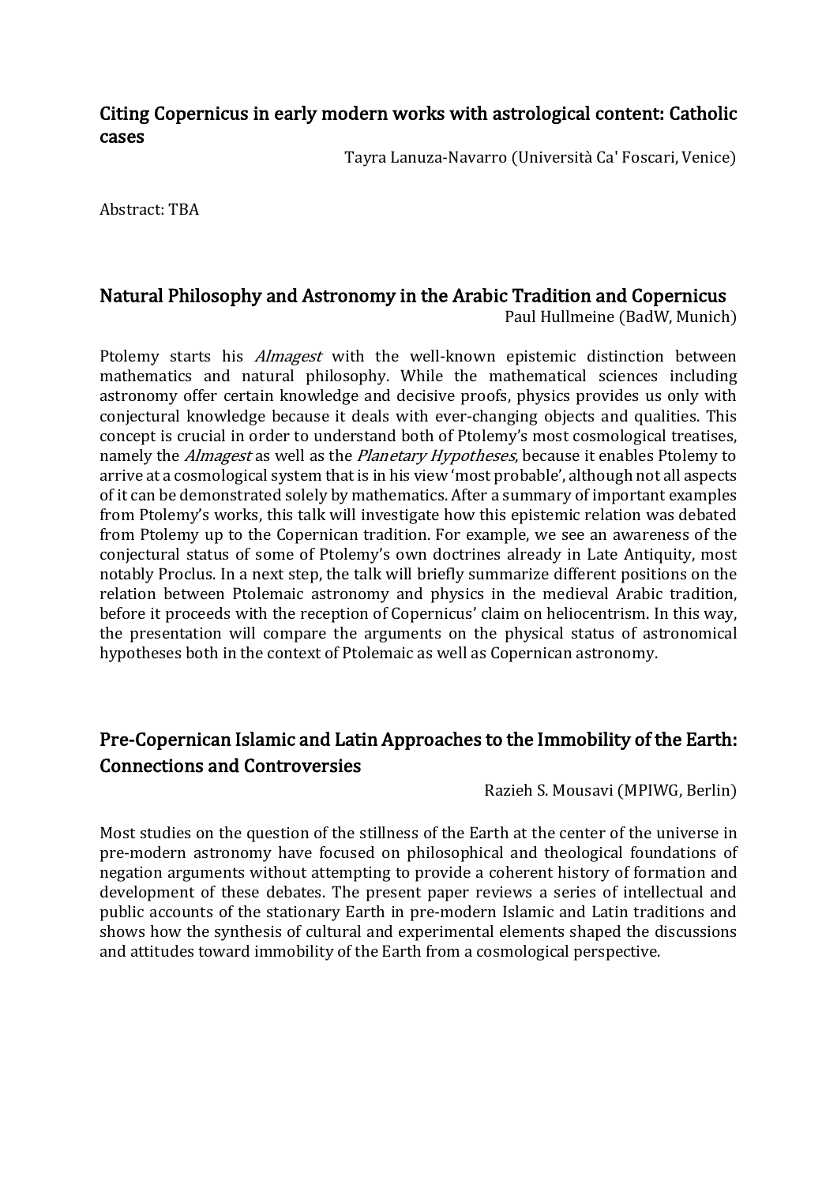## Citing Copernicus in early modern works with astrological content: Catholic cases

Tayra Lanuza-Navarro (Università Ca' Foscari, Venice)

Abstract: TBA

## Natural Philosophy and Astronomy in the Arabic Tradition and Copernicus

Paul Hullmeine (BadW, Munich)

Ptolemy starts his *Almagest* with the well-known epistemic distinction between mathematics and natural philosophy. While the mathematical sciences including astronomy offer certain knowledge and decisive proofs, physics provides us only with conjectural knowledge because it deals with ever-changing objects and qualities. This concept is crucial in order to understand both of Ptolemy's most cosmological treatises, namely the *Almagest* as well as the *Planetary Hypotheses*, because it enables Ptolemy to arrive at a cosmological system that is in his view 'most probable', although not all aspects of it can be demonstrated solely by mathematics. After a summary of important examples from Ptolemy's works, this talk will investigate how this epistemic relation was debated from Ptolemy up to the Copernican tradition. For example, we see an awareness of the conjectural status of some of Ptolemy's own doctrines already in Late Antiquity, most notably Proclus. In a next step, the talk will briefly summarize different positions on the relation between Ptolemaic astronomy and physics in the medieval Arabic tradition, before it proceeds with the reception of Copernicus' claim on heliocentrism. In this way, the presentation will compare the arguments on the physical status of astronomical hypotheses both in the context of Ptolemaic as well as Copernican astronomy.

## Pre-Copernican Islamic and Latin Approaches to the Immobility of the Earth: Connections and Controversies

Razieh S. Mousavi (MPIWG, Berlin)

Most studies on the question of the stillness of the Earth at the center of the universe in pre-modern astronomy have focused on philosophical and theological foundations of negation arguments without attempting to provide a coherent history of formation and development of these debates. The present paper reviews a series of intellectual and public accounts of the stationary Earth in pre-modern Islamic and Latin traditions and shows how the synthesis of cultural and experimental elements shaped the discussions and attitudes toward immobility of the Earth from a cosmological perspective.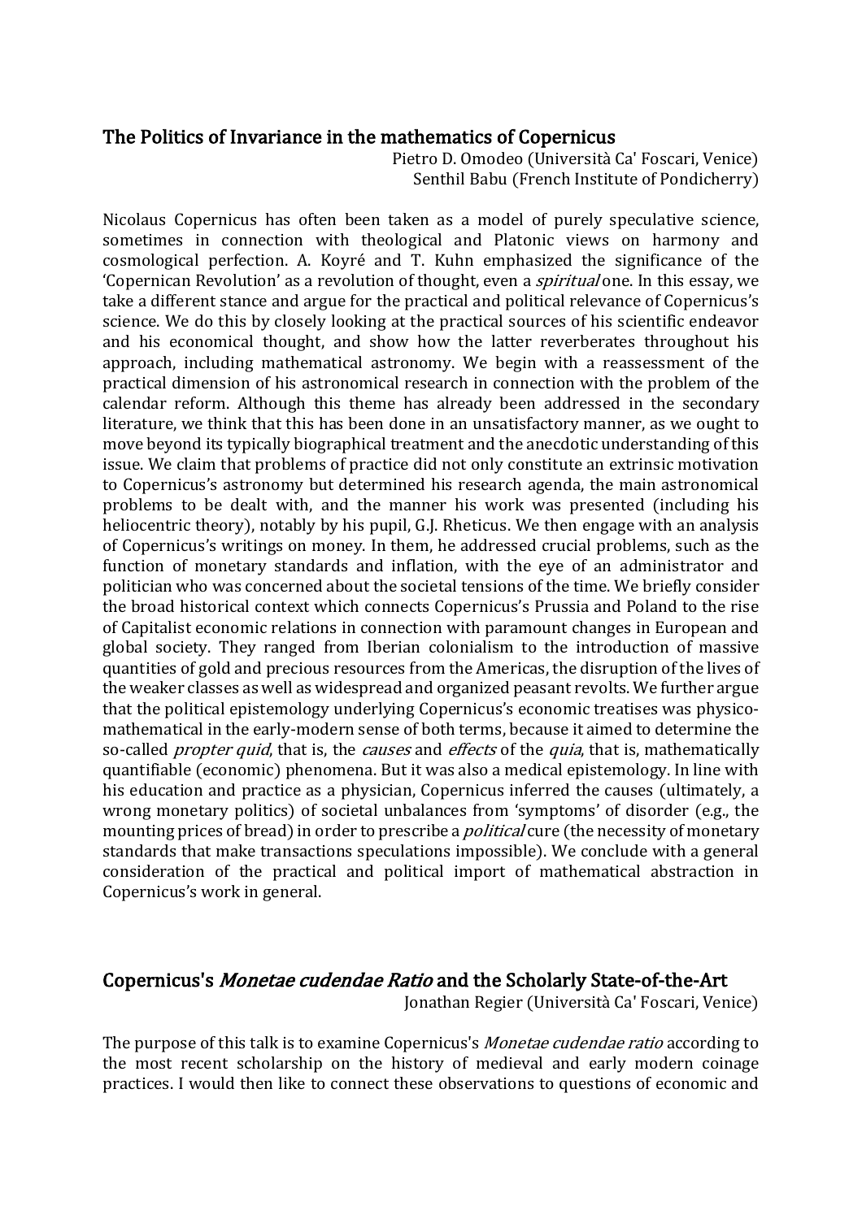## The Politics of Invariance in the mathematics of Copernicus

Pietro D. Omodeo (Università Ca' Foscari, Venice)
Senthil Babu (French Institute of Pondicherry)

Nicolaus Copernicus has often been taken as a model of purely speculative science, sometimes in connection with theological and Platonic views on harmony and cosmological perfection. A. Koyré and T. Kuhn emphasized the significance of the 'Copernican Revolution' as a revolution of thought, even a *spiritual* one. In this essay, we take a different stance and argue for the practical and political relevance of Copernicus's science. We do this by closely looking at the practical sources of his scientific endeavor and his economical thought, and show how the latter reverberates throughout his approach, including mathematical astronomy. We begin with a reassessment of the practical dimension of his astronomical research in connection with the problem of the calendar reform. Although this theme has already been addressed in the secondary literature, we think that this has been done in an unsatisfactory manner, as we ought to move beyond its typically biographical treatment and the anecdotic understanding of this issue. We claim that problems of practice did not only constitute an extrinsic motivation to Copernicus's astronomy but determined his research agenda, the main astronomical problems to be dealt with, and the manner his work was presented (including his heliocentric theory), notably by his pupil, G.J. Rheticus. We then engage with an analysis of Copernicus's writings on money. In them, he addressed crucial problems, such as the function of monetary standards and inflation, with the eye of an administrator and politician who was concerned about the societal tensions of the time. We briefly consider the broad historical context which connects Copernicus's Prussia and Poland to the rise of Capitalist economic relations in connection with paramount changes in European and global society. They ranged from Iberian colonialism to the introduction of massive quantities of gold and precious resources from the Americas, the disruption of the lives of the weaker classes as well as widespread and organized peasant revolts. We further argue that the political epistemology underlying Copernicus's economic treatises was physico-mathematical in the early-modern sense of both terms, because it aimed to determine the so-called *propter quid*, that is, the *causes* and *effects* of the *quia*, that is, mathematically quantifiable (economic) phenomena. But it was also a medical epistemology. In line with his education and practice as a physician, Copernicus inferred the causes (ultimately, a wrong monetary politics) of societal unbalances from 'symptoms' of disorder (e.g., the mounting prices of bread) in order to prescribe a *political* cure (the necessity of monetary standards that make transactions speculations impossible). We conclude with a general consideration of the practical and political import of mathematical abstraction in Copernicus's work in general.

## Copernicus's *Monetae cudendae Ratio* and the Scholarly State-of-the-Art

Jonathan Regier (Università Ca' Foscari, Venice)

The purpose of this talk is to examine Copernicus's *Monetae cudendae ratio* according to the most recent scholarship on the history of medieval and early modern coinage practices. I would then like to connect these observations to questions of economic and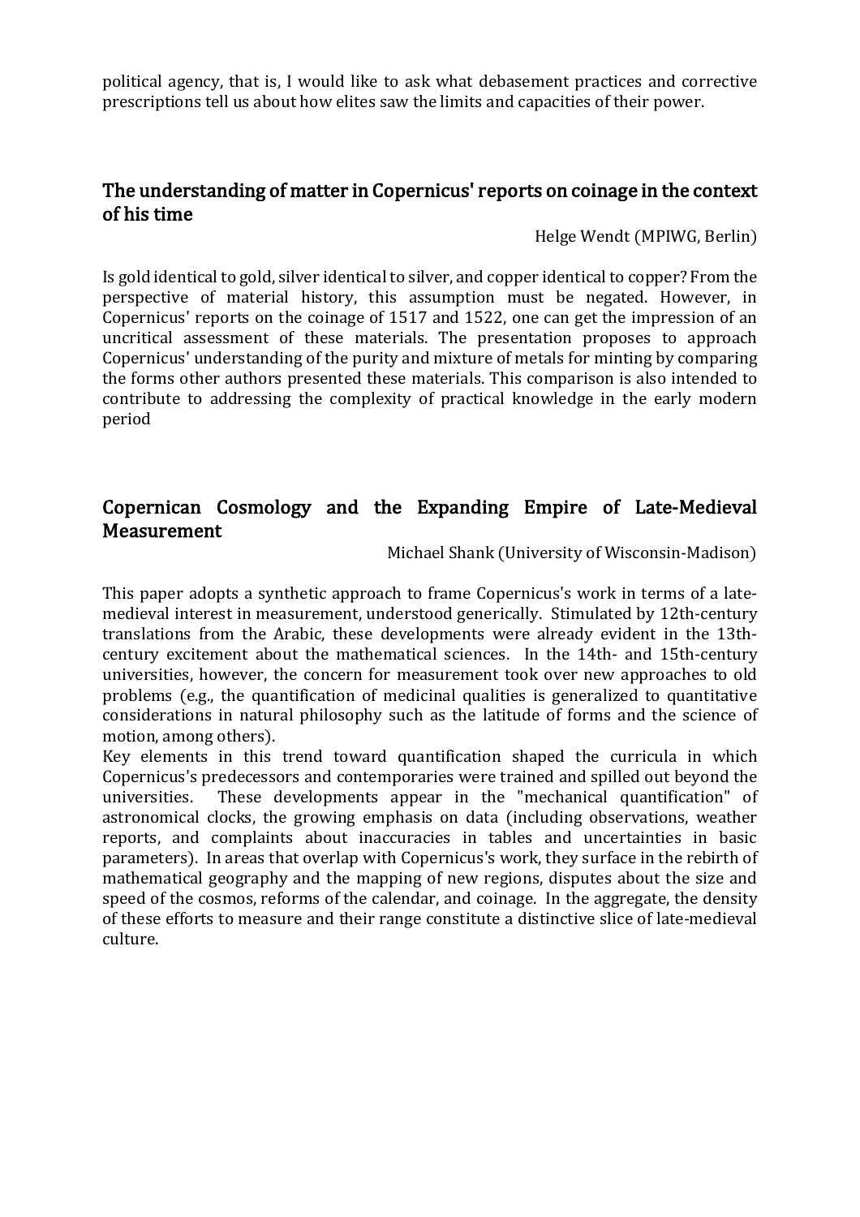political agency, that is, I would like to ask what debasement practices and corrective prescriptions tell us about how elites saw the limits and capacities of their power.

## The understanding of matter in Copernicus' reports on coinage in the context of his time

Helge Wendt (MPIWG, Berlin)

Is gold identical to gold, silver identical to silver, and copper identical to copper? From the perspective of material history, this assumption must be negated. However, in Copernicus' reports on the coinage of 1517 and 1522, one can get the impression of an uncritical assessment of these materials. The presentation proposes to approach Copernicus' understanding of the purity and mixture of metals for minting by comparing the forms other authors presented these materials. This comparison is also intended to contribute to addressing the complexity of practical knowledge in the early modern period

## Copernican Cosmology and the Expanding Empire of Late-Medieval Measurement

Michael Shank (University of Wisconsin-Madison)

This paper adopts a synthetic approach to frame Copernicus's work in terms of a late-medieval interest in measurement, understood generically. Stimulated by 12th-century translations from the Arabic, these developments were already evident in the 13th-century excitement about the mathematical sciences. In the 14th- and 15th-century universities, however, the concern for measurement took over new approaches to old problems (e.g., the quantification of medicinal qualities is generalized to quantitative considerations in natural philosophy such as the latitude of forms and the science of motion, among others).

Key elements in this trend toward quantification shaped the curricula in which Copernicus's predecessors and contemporaries were trained and spilled out beyond the universities. These developments appear in the "mechanical quantification" of astronomical clocks, the growing emphasis on data (including observations, weather reports, and complaints about inaccuracies in tables and uncertainties in basic parameters). In areas that overlap with Copernicus's work, they surface in the rebirth of mathematical geography and the mapping of new regions, disputes about the size and speed of the cosmos, reforms of the calendar, and coinage. In the aggregate, the density of these efforts to measure and their range constitute a distinctive slice of late-medieval culture.